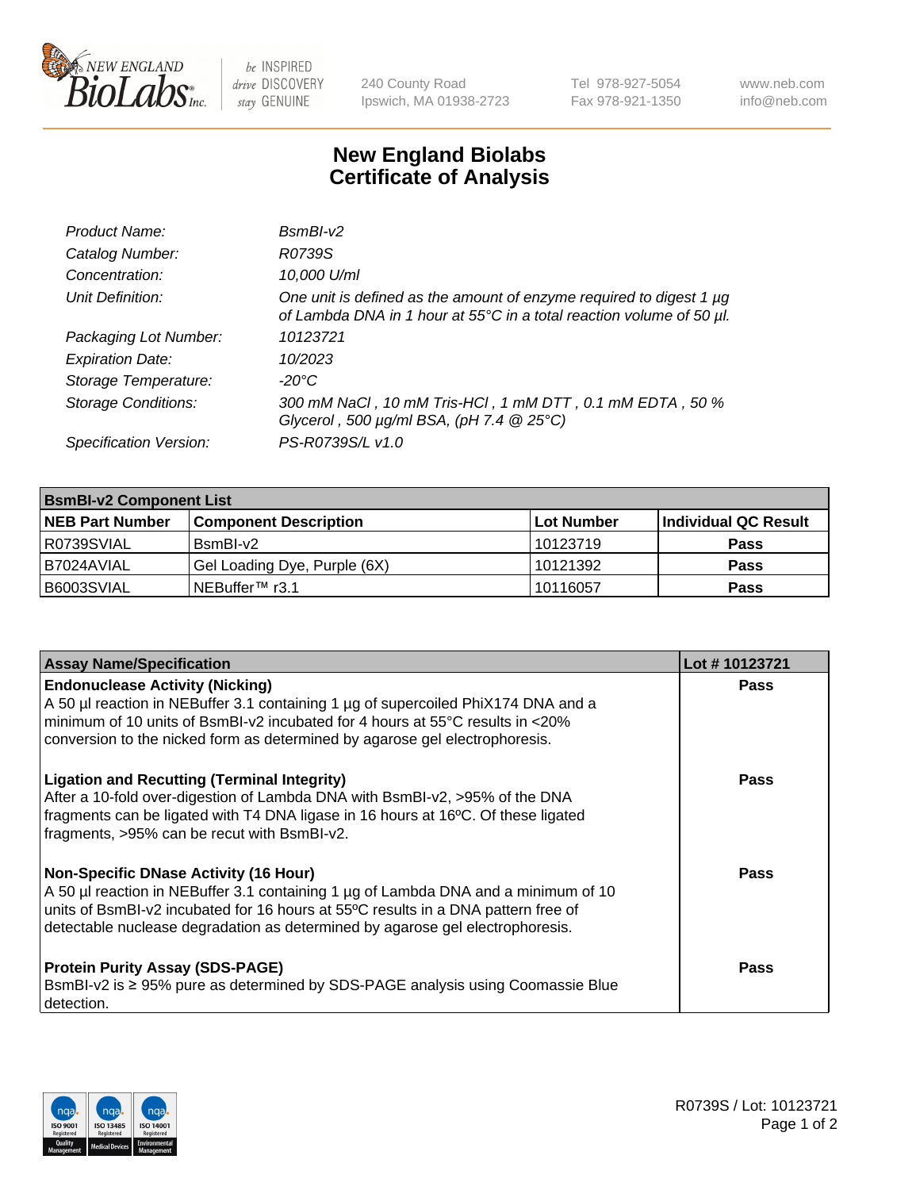# New England Biolabs Certificate of Analysis

| | |
|---|---|
| *Product Name:* | *BsmBI-v2* |
| *Catalog Number:* | *R0739S* |
| *Concentration:* | *10,000 U/ml* |
| *Unit Definition:* | *One unit is defined as the amount of enzyme required to digest 1 µg of Lambda DNA in 1 hour at 55°C in a total reaction volume of 50 µl.* |
| *Packaging Lot Number:* | *10123721* |
| *Expiration Date:* | *10/2023* |
| *Storage Temperature:* | *-20°C* |
| *Storage Conditions:* | *300 mM NaCl , 10 mM Tris-HCl , 1 mM DTT , 0.1 mM EDTA , 50 % Glycerol , 500 µg/ml BSA, (pH 7.4 @ 25°C)* |
| *Specification Version:* | *PS-R0739S/L v1.0* |

| **BsmBI-v2 Component List** | | | |
|---|---|---|---|
| **NEB Part Number** | **Component Description** | **Lot Number** | **Individual QC Result** |
| R0739SVIAL | BsmBI-v2 | 10123719 | **Pass** |
| B7024AVIAL | Gel Loading Dye, Purple (6X) | 10121392 | **Pass** |
| B6003SVIAL | NEBuffer™ r3.1 | 10116057 | **Pass** |

| **Assay Name/Specification** | **Lot # 10123721** |
|---|---|
| **Endonuclease Activity (Nicking)** A 50 µl reaction in NEBuffer 3.1 containing 1 µg of supercoiled PhiX174 DNA and a minimum of 10 units of BsmBI-v2 incubated for 4 hours at 55°C results in <20% conversion to the nicked form as determined by agarose gel electrophoresis. | **Pass** |
| **Ligation and Recutting (Terminal Integrity)** After a 10-fold over-digestion of Lambda DNA with BsmBI-v2, >95% of the DNA fragments can be ligated with T4 DNA ligase in 16 hours at 16ºC. Of these ligated fragments, >95% can be recut with BsmBI-v2. | **Pass** |
| **Non-Specific DNase Activity (16 Hour)** A 50 µl reaction in NEBuffer 3.1 containing 1 µg of Lambda DNA and a minimum of 10 units of BsmBI-v2 incubated for 16 hours at 55ºC results in a DNA pattern free of detectable nuclease degradation as determined by agarose gel electrophoresis. | **Pass** |
| **Protein Purity Assay (SDS-PAGE)** BsmBI-v2 is ≥ 95% pure as determined by SDS-PAGE analysis using Coomassie Blue detection. | **Pass** |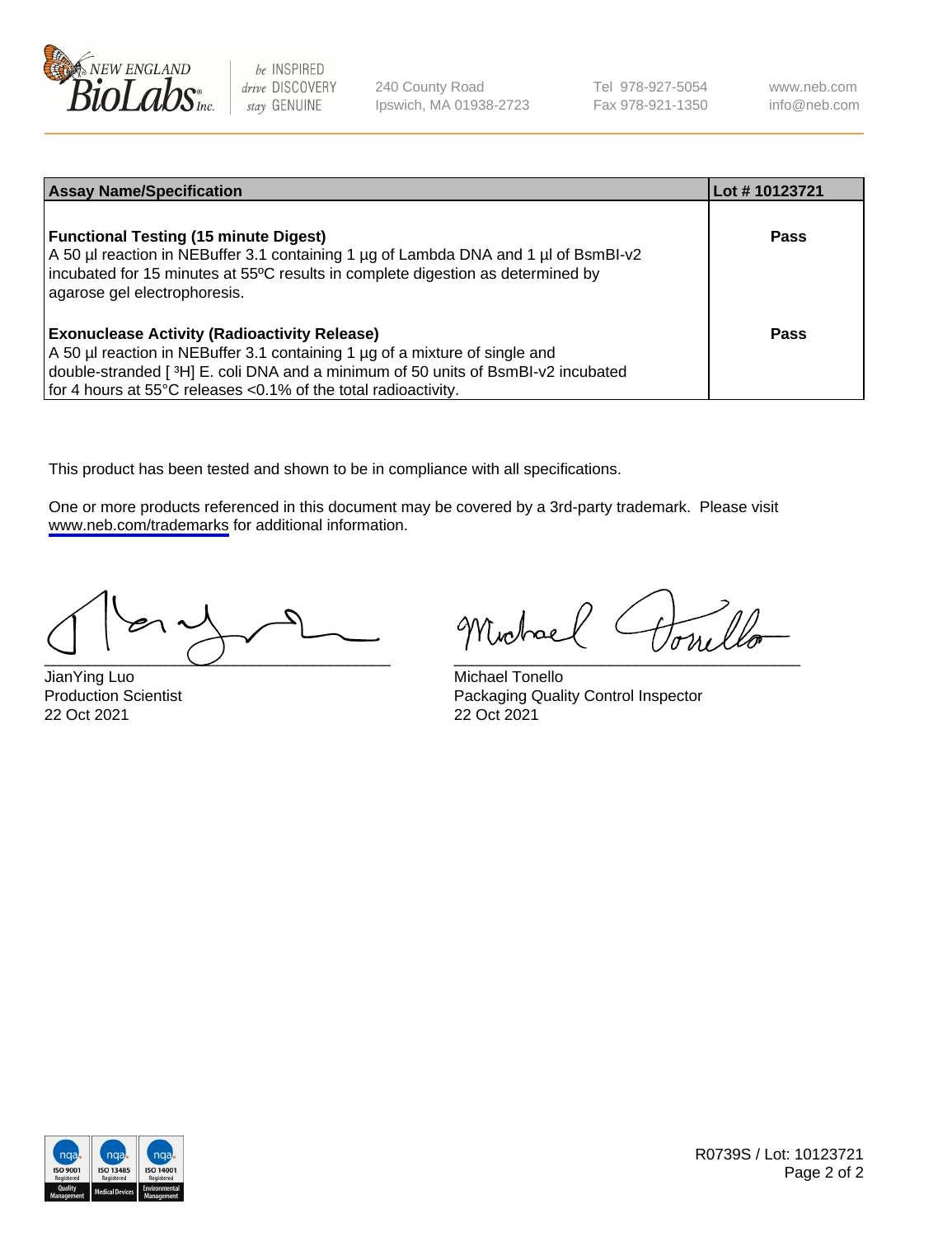| Assay Name/Specification | Lot # 10123721 |
| --- | --- |
| **Functional Testing (15 minute Digest)**<br>A 50 µl reaction in NEBuffer 3.1 containing 1 µg of Lambda DNA and 1 µl of BsmBI-v2 incubated for 15 minutes at 55ºC results in complete digestion as determined by agarose gel electrophoresis. | **Pass** |
| **Exonuclease Activity (Radioactivity Release)**<br>A 50 µl reaction in NEBuffer 3.1 containing 1 µg of a mixture of single and double-stranded [ $^3$H] E. coli DNA and a minimum of 50 units of BsmBI-v2 incubated for 4 hours at 55°C releases <0.1% of the total radioactivity. | **Pass** |

This product has been tested and shown to be in compliance with all specifications.

One or more products referenced in this document may be covered by a 3rd-party trademark. Please visit www.neb.com/trademarks for additional information.

JianYing Luo
Production Scientist
22 Oct 2021

Michael Tonello
Packaging Quality Control Inspector
22 Oct 2021

R0739S / Lot: 10123721